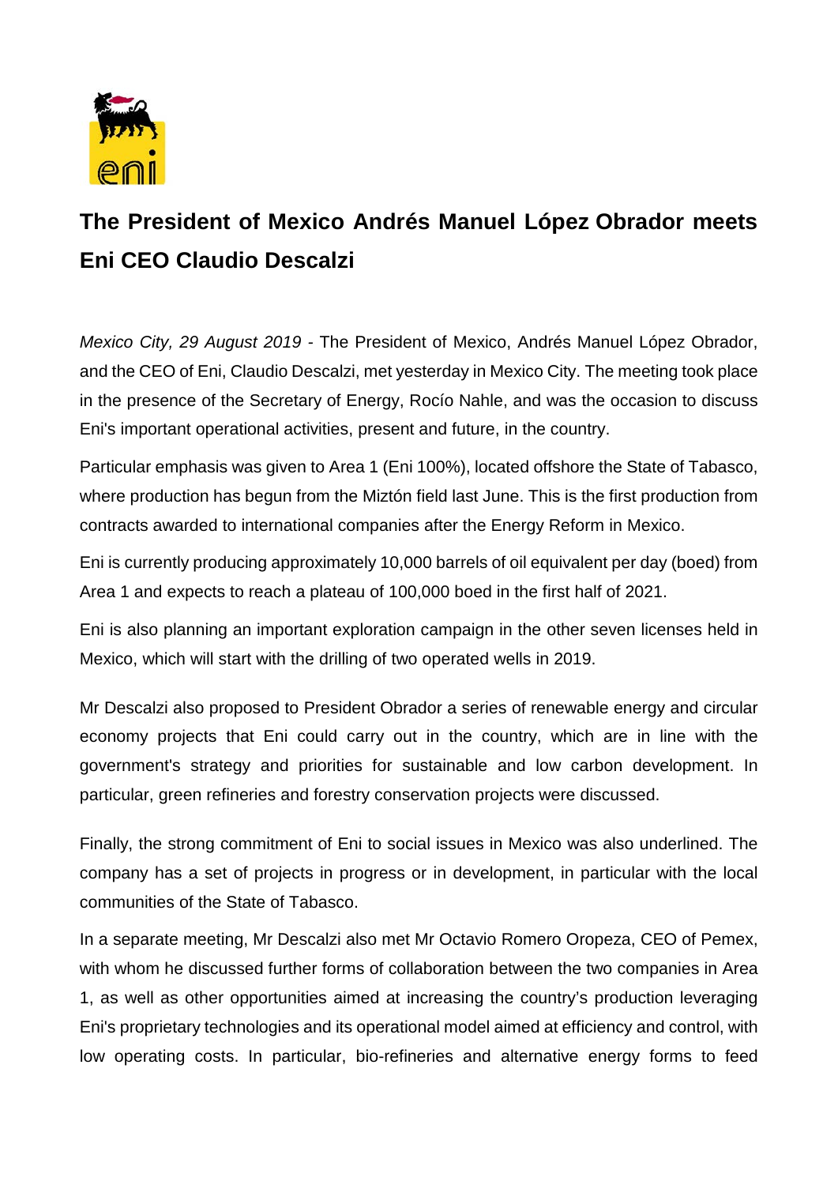# The President of Mexico Andrés Manuel López Obrador meets Eni CEO Claudio Descalzi

*Mexico City, 29 August 2019* - The President of Mexico, Andrés Manuel López Obrador, and the CEO of Eni, Claudio Descalzi, met yesterday in Mexico City. The meeting took place in the presence of the Secretary of Energy, Rocío Nahle, and was the occasion to discuss Eni's important operational activities, present and future, in the country.

Particular emphasis was given to Area 1 (Eni 100%), located offshore the State of Tabasco, where production has begun from the Miztón field last June. This is the first production from contracts awarded to international companies after the Energy Reform in Mexico.

Eni is currently producing approximately 10,000 barrels of oil equivalent per day (boed) from Area 1 and expects to reach a plateau of 100,000 boed in the first half of 2021.

Eni is also planning an important exploration campaign in the other seven licenses held in Mexico, which will start with the drilling of two operated wells in 2019.

Mr Descalzi also proposed to President Obrador a series of renewable energy and circular economy projects that Eni could carry out in the country, which are in line with the government's strategy and priorities for sustainable and low carbon development. In particular, green refineries and forestry conservation projects were discussed.

Finally, the strong commitment of Eni to social issues in Mexico was also underlined. The company has a set of projects in progress or in development, in particular with the local communities of the State of Tabasco.

In a separate meeting, Mr Descalzi also met Mr Octavio Romero Oropeza, CEO of Pemex, with whom he discussed further forms of collaboration between the two companies in Area 1, as well as other opportunities aimed at increasing the country's production leveraging Eni's proprietary technologies and its operational model aimed at efficiency and control, with low operating costs. In particular, bio-refineries and alternative energy forms to feed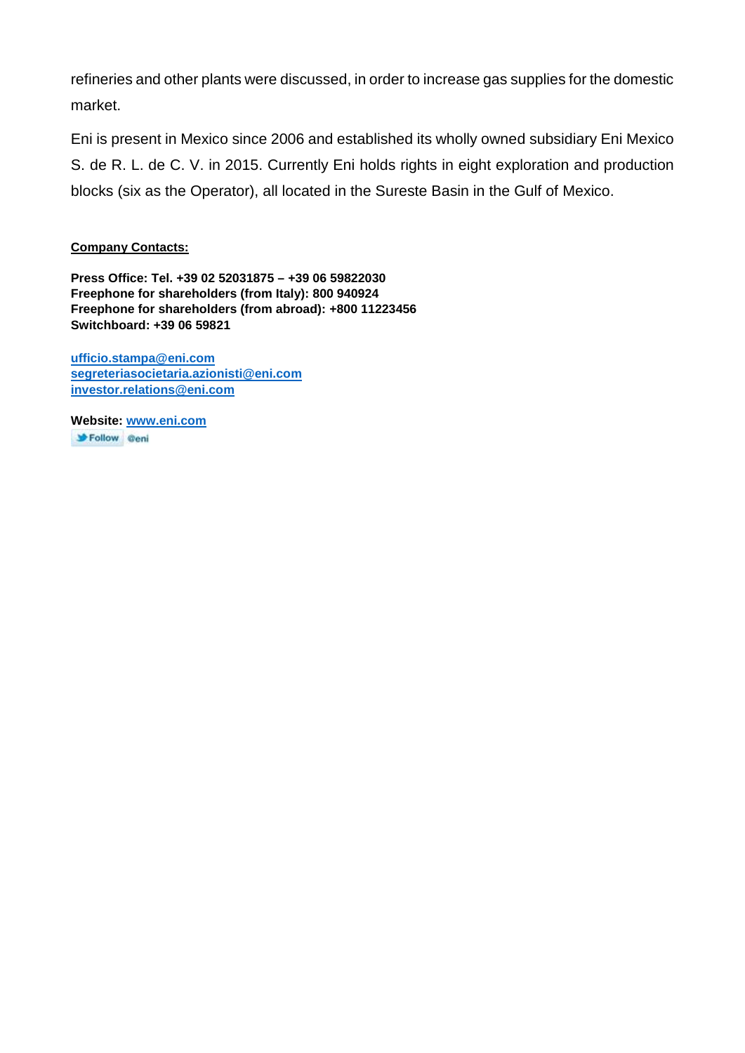refineries and other plants were discussed, in order to increase gas supplies for the domestic market.

Eni is present in Mexico since 2006 and established its wholly owned subsidiary Eni Mexico S. de R. L. de C. V. in 2015. Currently Eni holds rights in eight exploration and production blocks (six as the Operator), all located in the Sureste Basin in the Gulf of Mexico.

**Company Contacts:**

**Press Office: Tel. +39 02 52031875 – +39 06 59822030**
**Freephone for shareholders (from Italy): 800 940924**
**Freephone for shareholders (from abroad): +800 11223456**
**Switchboard: +39 06 59821**

**ufficio.stampa@eni.com**
**segreteriasocietaria.azionisti@eni.com**
**investor.relations@eni.com**

**Website: www.eni.com**

Follow @eni